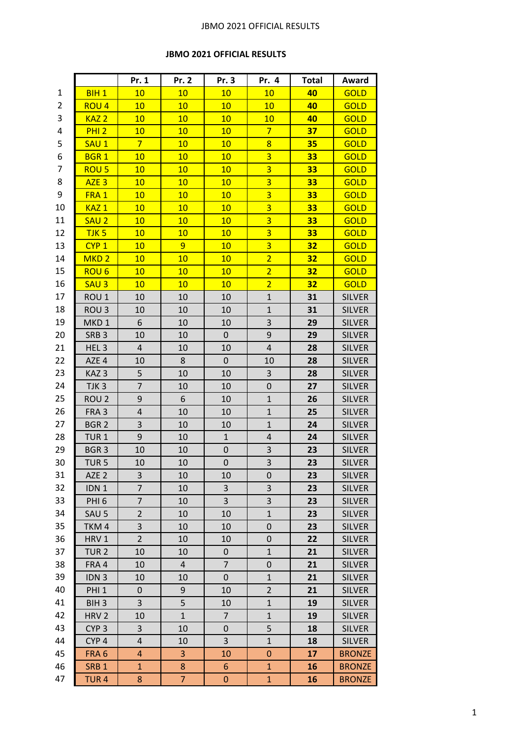## JBMO 2021 OFFICIAL RESULTS

| | | Pr. 1 | Pr. 2 | Pr. 3 | Pr. 4 | Total | Award |
|---|---|---|---|---|---|---|---|
| 1 | BIH 1 | 10 | 10 | 10 | 10 | **40** | GOLD |
| 2 | ROU 4 | 10 | 10 | 10 | 10 | **40** | GOLD |
| 3 | KAZ 2 | 10 | 10 | 10 | 10 | **40** | GOLD |
| 4 | PHI 2 | 10 | 10 | 10 | 7 | **37** | GOLD |
| 5 | SAU 1 | 7 | 10 | 10 | 8 | **35** | GOLD |
| 6 | BGR 1 | 10 | 10 | 10 | 3 | **33** | GOLD |
| 7 | ROU 5 | 10 | 10 | 10 | 3 | **33** | GOLD |
| 8 | AZE 3 | 10 | 10 | 10 | 3 | **33** | GOLD |
| 9 | FRA 1 | 10 | 10 | 10 | 3 | **33** | GOLD |
| 10 | KAZ 1 | 10 | 10 | 10 | 3 | **33** | GOLD |
| 11 | SAU 2 | 10 | 10 | 10 | 3 | **33** | GOLD |
| 12 | TJK 5 | 10 | 10 | 10 | 3 | **33** | GOLD |
| 13 | CYP 1 | 10 | 9 | 10 | 3 | **32** | GOLD |
| 14 | MKD 2 | 10 | 10 | 10 | 2 | **32** | GOLD |
| 15 | ROU 6 | 10 | 10 | 10 | 2 | **32** | GOLD |
| 16 | SAU 3 | 10 | 10 | 10 | 2 | **32** | GOLD |
| 17 | ROU 1 | 10 | 10 | 10 | 1 | **31** | SILVER |
| 18 | ROU 3 | 10 | 10 | 10 | 1 | **31** | SILVER |
| 19 | MKD 1 | 6 | 10 | 10 | 3 | **29** | SILVER |
| 20 | SRB 3 | 10 | 10 | 0 | 9 | **29** | SILVER |
| 21 | HEL 3 | 4 | 10 | 10 | 4 | **28** | SILVER |
| 22 | AZE 4 | 10 | 8 | 0 | 10 | **28** | SILVER |
| 23 | KAZ 3 | 5 | 10 | 10 | 3 | **28** | SILVER |
| 24 | TJK 3 | 7 | 10 | 10 | 0 | **27** | SILVER |
| 25 | ROU 2 | 9 | 6 | 10 | 1 | **26** | SILVER |
| 26 | FRA 3 | 4 | 10 | 10 | 1 | **25** | SILVER |
| 27 | BGR 2 | 3 | 10 | 10 | 1 | **24** | SILVER |
| 28 | TUR 1 | 9 | 10 | 1 | 4 | **24** | SILVER |
| 29 | BGR 3 | 10 | 10 | 0 | 3 | **23** | SILVER |
| 30 | TUR 5 | 10 | 10 | 0 | 3 | **23** | SILVER |
| 31 | AZE 2 | 3 | 10 | 10 | 0 | **23** | SILVER |
| 32 | IDN 1 | 7 | 10 | 3 | 3 | **23** | SILVER |
| 33 | PHI 6 | 7 | 10 | 3 | 3 | **23** | SILVER |
| 34 | SAU 5 | 2 | 10 | 10 | 1 | **23** | SILVER |
| 35 | TKM 4 | 3 | 10 | 10 | 0 | **23** | SILVER |
| 36 | HRV 1 | 2 | 10 | 10 | 0 | **22** | SILVER |
| 37 | TUR 2 | 10 | 10 | 0 | 1 | **21** | SILVER |
| 38 | FRA 4 | 10 | 4 | 7 | 0 | **21** | SILVER |
| 39 | IDN 3 | 10 | 10 | 0 | 1 | **21** | SILVER |
| 40 | PHI 1 | 0 | 9 | 10 | 2 | **21** | SILVER |
| 41 | BIH 3 | 3 | 5 | 10 | 1 | **19** | SILVER |
| 42 | HRV 2 | 10 | 1 | 7 | 1 | **19** | SILVER |
| 43 | CYP 3 | 3 | 10 | 0 | 5 | **18** | SILVER |
| 44 | CYP 4 | 4 | 10 | 3 | 1 | **18** | SILVER |
| 45 | FRA 6 | 4 | 3 | 10 | 0 | **17** | BRONZE |
| 46 | SRB 1 | 1 | 8 | 6 | 1 | **16** | BRONZE |
| 47 | TUR 4 | 8 | 7 | 0 | 1 | **16** | BRONZE |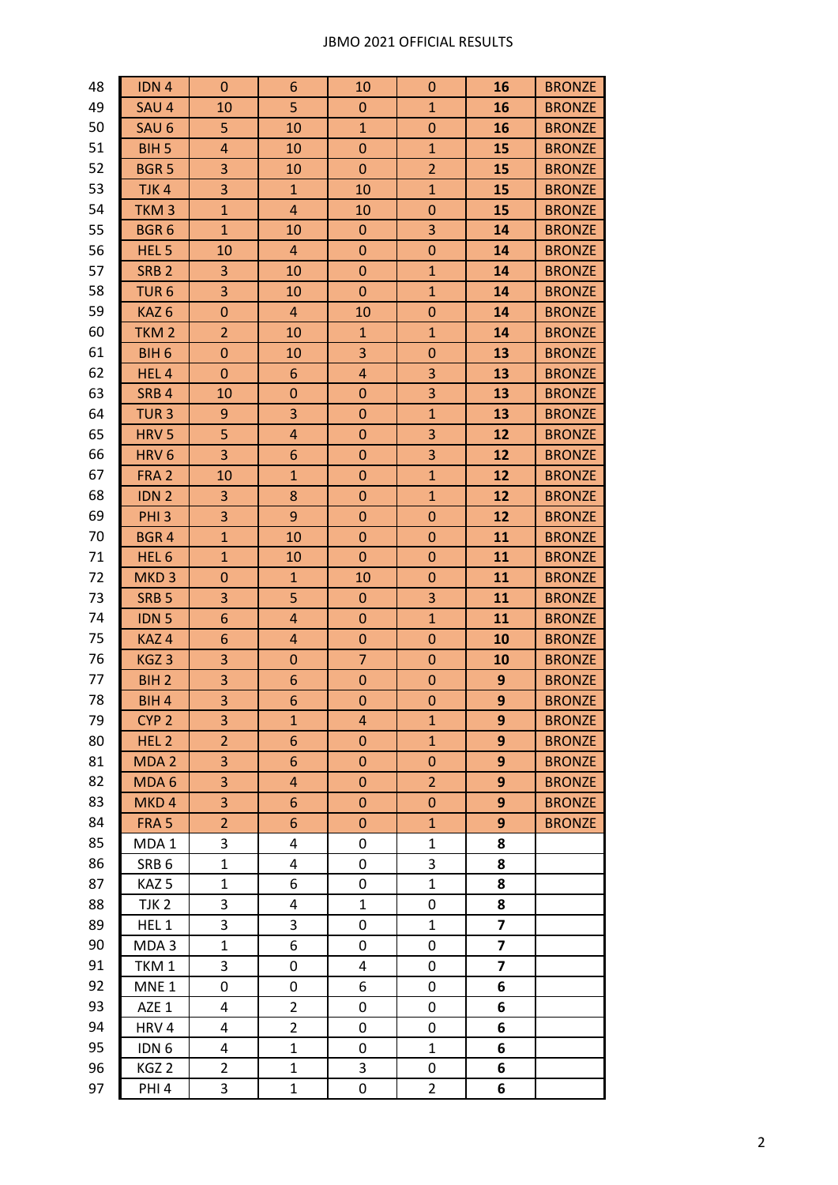| 48 | IDN 4 | 0 | 6 | 10 | 0 | 16 | BRONZE |
|---|---|---|---|---|---|---|---|
| 49 | SAU 4 | 10 | 5 | 0 | 1 | 16 | BRONZE |
| 50 | SAU 6 | 5 | 10 | 1 | 0 | 16 | BRONZE |
| 51 | BIH 5 | 4 | 10 | 0 | 1 | 15 | BRONZE |
| 52 | BGR 5 | 3 | 10 | 0 | 2 | 15 | BRONZE |
| 53 | TJK 4 | 3 | 1 | 10 | 1 | 15 | BRONZE |
| 54 | TKM 3 | 1 | 4 | 10 | 0 | 15 | BRONZE |
| 55 | BGR 6 | 1 | 10 | 0 | 3 | 14 | BRONZE |
| 56 | HEL 5 | 10 | 4 | 0 | 0 | 14 | BRONZE |
| 57 | SRB 2 | 3 | 10 | 0 | 1 | 14 | BRONZE |
| 58 | TUR 6 | 3 | 10 | 0 | 1 | 14 | BRONZE |
| 59 | KAZ 6 | 0 | 4 | 10 | 0 | 14 | BRONZE |
| 60 | TKM 2 | 2 | 10 | 1 | 1 | 14 | BRONZE |
| 61 | BIH 6 | 0 | 10 | 3 | 0 | 13 | BRONZE |
| 62 | HEL 4 | 0 | 6 | 4 | 3 | 13 | BRONZE |
| 63 | SRB 4 | 10 | 0 | 0 | 3 | 13 | BRONZE |
| 64 | TUR 3 | 9 | 3 | 0 | 1 | 13 | BRONZE |
| 65 | HRV 5 | 5 | 4 | 0 | 3 | 12 | BRONZE |
| 66 | HRV 6 | 3 | 6 | 0 | 3 | 12 | BRONZE |
| 67 | FRA 2 | 10 | 1 | 0 | 1 | 12 | BRONZE |
| 68 | IDN 2 | 3 | 8 | 0 | 1 | 12 | BRONZE |
| 69 | PHI 3 | 3 | 9 | 0 | 0 | 12 | BRONZE |
| 70 | BGR 4 | 1 | 10 | 0 | 0 | 11 | BRONZE |
| 71 | HEL 6 | 1 | 10 | 0 | 0 | 11 | BRONZE |
| 72 | MKD 3 | 0 | 1 | 10 | 0 | 11 | BRONZE |
| 73 | SRB 5 | 3 | 5 | 0 | 3 | 11 | BRONZE |
| 74 | IDN 5 | 6 | 4 | 0 | 1 | 11 | BRONZE |
| 75 | KAZ 4 | 6 | 4 | 0 | 0 | 10 | BRONZE |
| 76 | KGZ 3 | 3 | 0 | 7 | 0 | 10 | BRONZE |
| 77 | BIH 2 | 3 | 6 | 0 | 0 | 9 | BRONZE |
| 78 | BIH 4 | 3 | 6 | 0 | 0 | 9 | BRONZE |
| 79 | CYP 2 | 3 | 1 | 4 | 1 | 9 | BRONZE |
| 80 | HEL 2 | 2 | 6 | 0 | 1 | 9 | BRONZE |
| 81 | MDA 2 | 3 | 6 | 0 | 0 | 9 | BRONZE |
| 82 | MDA 6 | 3 | 4 | 0 | 2 | 9 | BRONZE |
| 83 | MKD 4 | 3 | 6 | 0 | 0 | 9 | BRONZE |
| 84 | FRA 5 | 2 | 6 | 0 | 1 | 9 | BRONZE |
| 85 | MDA 1 | 3 | 4 | 0 | 1 | 8 | |
| 86 | SRB 6 | 1 | 4 | 0 | 3 | 8 | |
| 87 | KAZ 5 | 1 | 6 | 0 | 1 | 8 | |
| 88 | TJK 2 | 3 | 4 | 1 | 0 | 8 | |
| 89 | HEL 1 | 3 | 3 | 0 | 1 | 7 | |
| 90 | MDA 3 | 1 | 6 | 0 | 0 | 7 | |
| 91 | TKM 1 | 3 | 0 | 4 | 0 | 7 | |
| 92 | MNE 1 | 0 | 0 | 6 | 0 | 6 | |
| 93 | AZE 1 | 4 | 2 | 0 | 0 | 6 | |
| 94 | HRV 4 | 4 | 2 | 0 | 0 | 6 | |
| 95 | IDN 6 | 4 | 1 | 0 | 1 | 6 | |
| 96 | KGZ 2 | 2 | 1 | 3 | 0 | 6 | |
| 97 | PHI 4 | 3 | 1 | 0 | 2 | 6 | |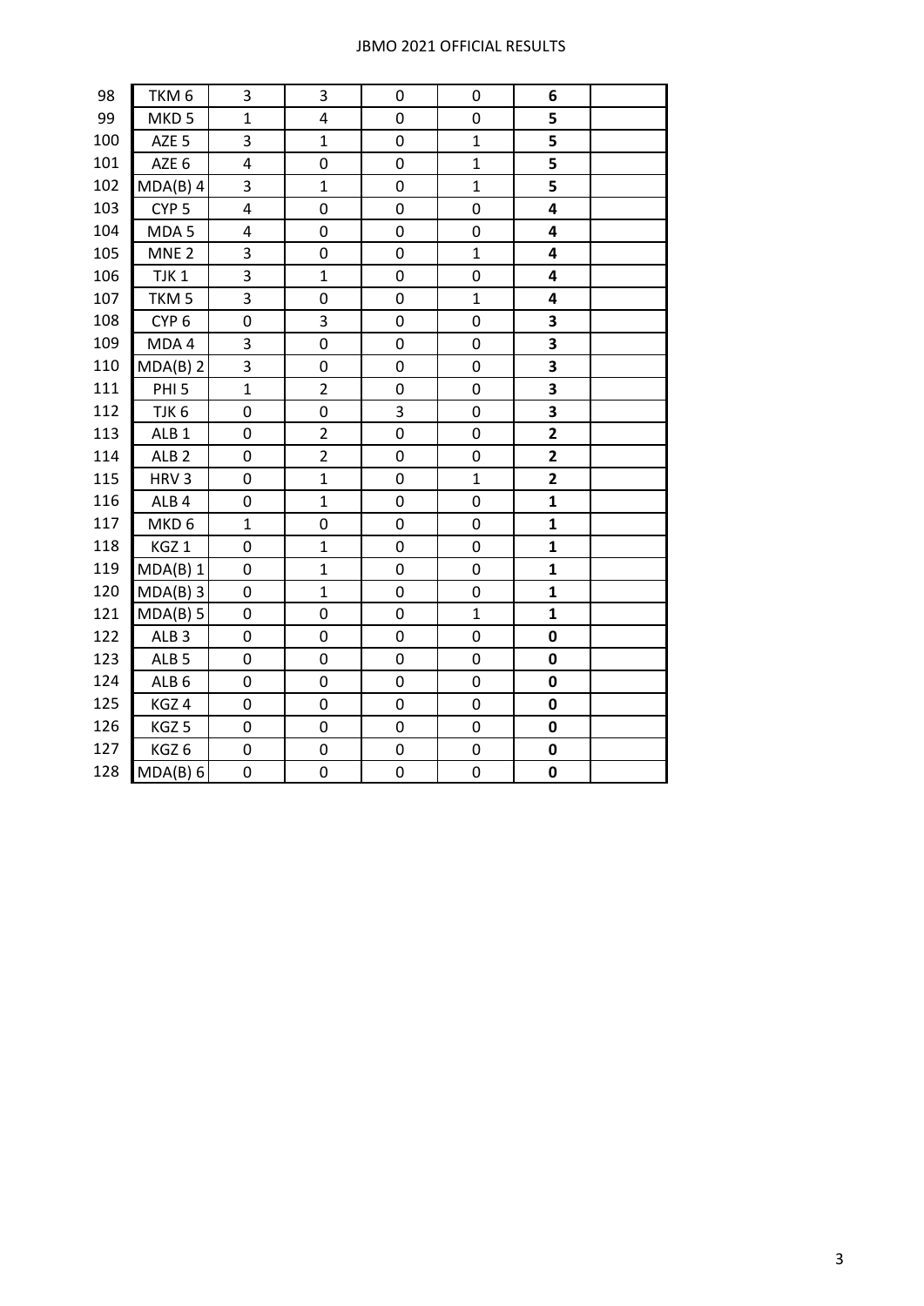| | | | | | | | |
|---|---|---|---|---|---|---|---|
| 98 | TKM 6 | 3 | 3 | 0 | 0 | **6** | |
| 99 | MKD 5 | 1 | 4 | 0 | 0 | **5** | |
| 100 | AZE 5 | 3 | 1 | 0 | 1 | **5** | |
| 101 | AZE 6 | 4 | 0 | 0 | 1 | **5** | |
| 102 | MDA(B) 4 | 3 | 1 | 0 | 1 | **5** | |
| 103 | CYP 5 | 4 | 0 | 0 | 0 | **4** | |
| 104 | MDA 5 | 4 | 0 | 0 | 0 | **4** | |
| 105 | MNE 2 | 3 | 0 | 0 | 1 | **4** | |
| 106 | TJK 1 | 3 | 1 | 0 | 0 | **4** | |
| 107 | TKM 5 | 3 | 0 | 0 | 1 | **4** | |
| 108 | CYP 6 | 0 | 3 | 0 | 0 | **3** | |
| 109 | MDA 4 | 3 | 0 | 0 | 0 | **3** | |
| 110 | MDA(B) 2 | 3 | 0 | 0 | 0 | **3** | |
| 111 | PHI 5 | 1 | 2 | 0 | 0 | **3** | |
| 112 | TJK 6 | 0 | 0 | 3 | 0 | **3** | |
| 113 | ALB 1 | 0 | 2 | 0 | 0 | **2** | |
| 114 | ALB 2 | 0 | 2 | 0 | 0 | **2** | |
| 115 | HRV 3 | 0 | 1 | 0 | 1 | **2** | |
| 116 | ALB 4 | 0 | 1 | 0 | 0 | **1** | |
| 117 | MKD 6 | 1 | 0 | 0 | 0 | **1** | |
| 118 | KGZ 1 | 0 | 1 | 0 | 0 | **1** | |
| 119 | MDA(B) 1 | 0 | 1 | 0 | 0 | **1** | |
| 120 | MDA(B) 3 | 0 | 1 | 0 | 0 | **1** | |
| 121 | MDA(B) 5 | 0 | 0 | 0 | 1 | **1** | |
| 122 | ALB 3 | 0 | 0 | 0 | 0 | **0** | |
| 123 | ALB 5 | 0 | 0 | 0 | 0 | **0** | |
| 124 | ALB 6 | 0 | 0 | 0 | 0 | **0** | |
| 125 | KGZ 4 | 0 | 0 | 0 | 0 | **0** | |
| 126 | KGZ 5 | 0 | 0 | 0 | 0 | **0** | |
| 127 | KGZ 6 | 0 | 0 | 0 | 0 | **0** | |
| 128 | MDA(B) 6 | 0 | 0 | 0 | 0 | **0** | |